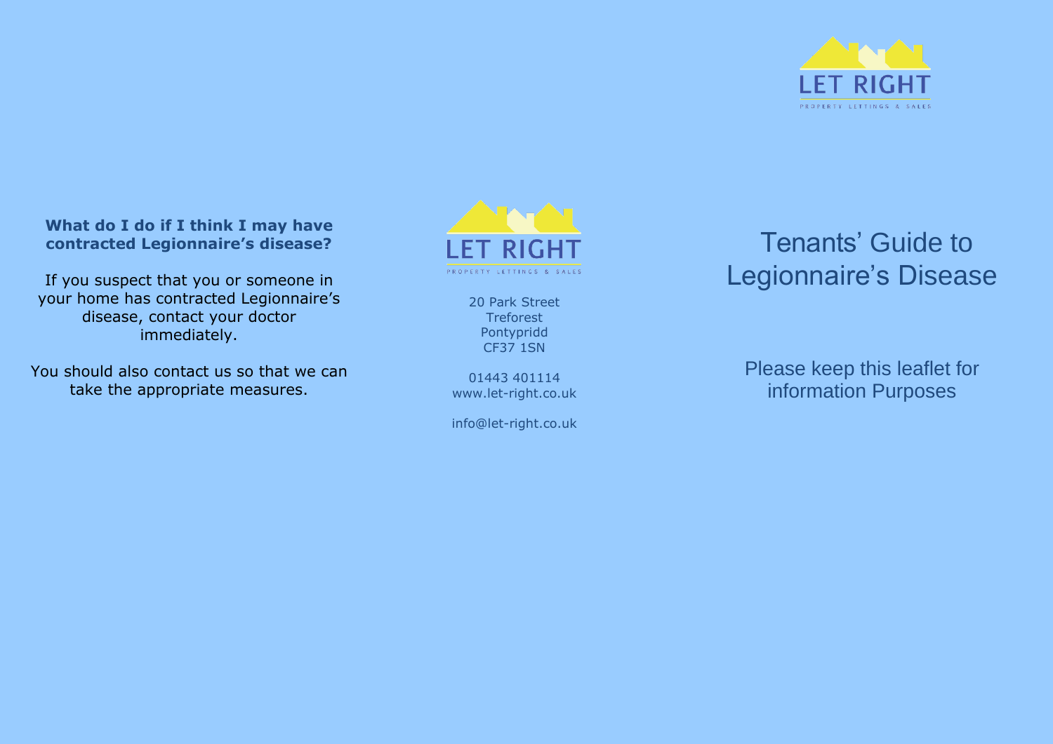**What do I do if I think I may have contracted Legionnaire's disease?**

If you suspect that you or someone in your home has contracted Legionnaire's disease, contact your doctor immediately.

You should also contact us so that we can take the appropriate measures.

LET RIGHT

PROPERTY LETTINGS & SALES

20 Park Street
Treforest
Pontypridd
CF37 1SN

01443 401114
www.let-right.co.uk

info@let-right.co.uk

LET RIGHT

PROPERTY LETTINGS & SALES

# Tenants' Guide to Legionnaire's Disease

Please keep this leaflet for information Purposes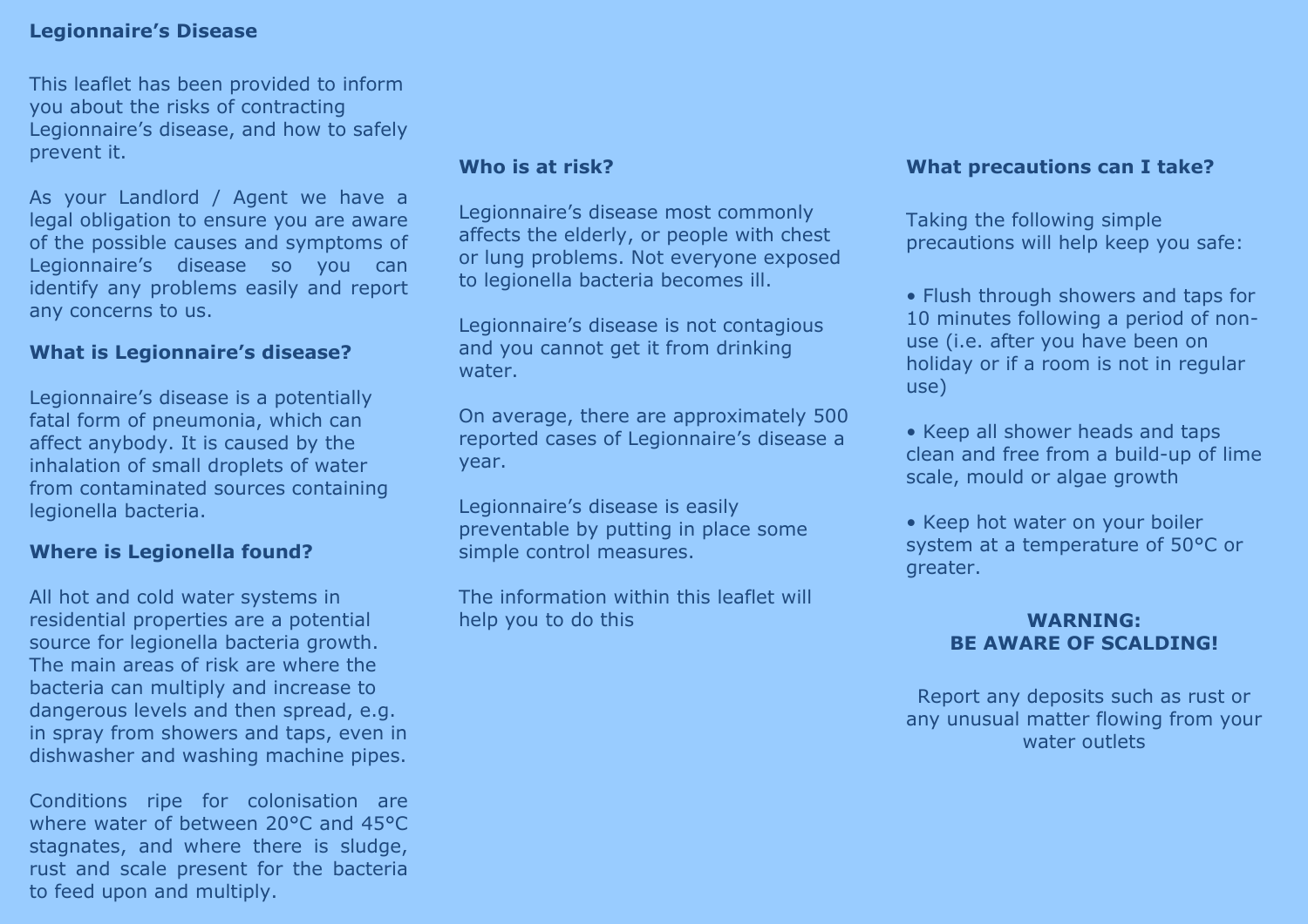## Legionnaire's Disease

This leaflet has been provided to inform you about the risks of contracting Legionnaire's disease, and how to safely prevent it.

As your Landlord / Agent we have a legal obligation to ensure you are aware of the possible causes and symptoms of Legionnaire's disease so you can identify any problems easily and report any concerns to us.

### What is Legionnaire's disease?

Legionnaire's disease is a potentially fatal form of pneumonia, which can affect anybody. It is caused by the inhalation of small droplets of water from contaminated sources containing legionella bacteria.

### Where is Legionella found?

All hot and cold water systems in residential properties are a potential source for legionella bacteria growth. The main areas of risk are where the bacteria can multiply and increase to dangerous levels and then spread, e.g. in spray from showers and taps, even in dishwasher and washing machine pipes.

Conditions ripe for colonisation are where water of between 20°C and 45°C stagnates, and where there is sludge, rust and scale present for the bacteria to feed upon and multiply.

### Who is at risk?

Legionnaire's disease most commonly affects the elderly, or people with chest or lung problems. Not everyone exposed to legionella bacteria becomes ill.

Legionnaire's disease is not contagious and you cannot get it from drinking water.

On average, there are approximately 500 reported cases of Legionnaire's disease a year.

Legionnaire's disease is easily preventable by putting in place some simple control measures.

The information within this leaflet will help you to do this

### What precautions can I take?

Taking the following simple precautions will help keep you safe:

- Flush through showers and taps for 10 minutes following a period of non-use (i.e. after you have been on holiday or if a room is not in regular use)
- Keep all shower heads and taps clean and free from a build-up of lime scale, mould or algae growth
- Keep hot water on your boiler system at a temperature of 50°C or greater.

**WARNING:**
**BE AWARE OF SCALDING!**

Report any deposits such as rust or any unusual matter flowing from your water outlets